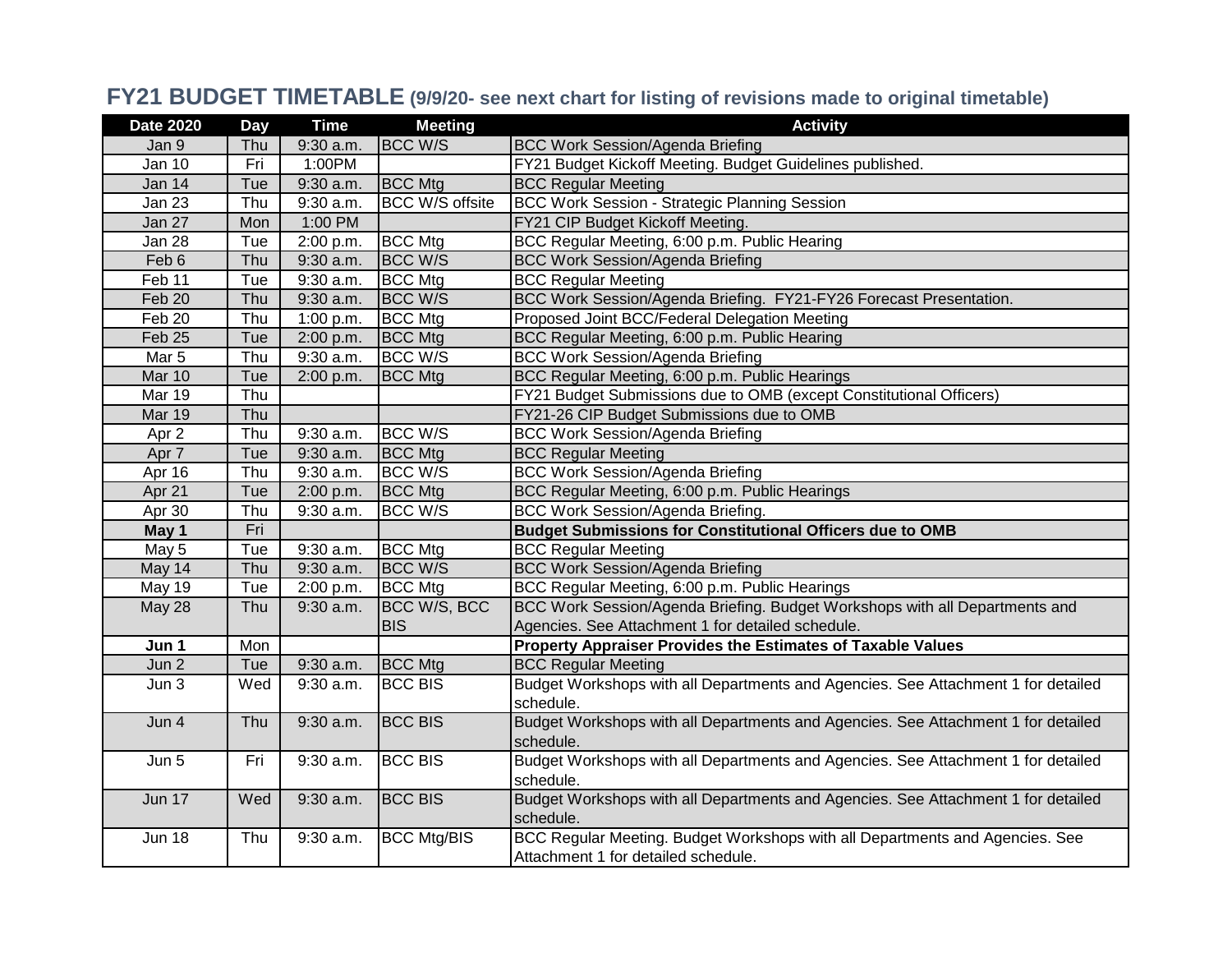# FY21 BUDGET TIMETABLE (9/9/20- see next chart for listing of revisions made to original timetable)

| Date 2020 | Day | Time | Meeting | Activity |
|---|---|---|---|---|
| Jan 9 | Thu | 9:30 a.m. | BCC W/S | BCC Work Session/Agenda Briefing |
| Jan 10 | Fri | 1:00PM | | FY21 Budget Kickoff Meeting. Budget Guidelines published. |
| Jan 14 | Tue | 9:30 a.m. | BCC Mtg | BCC Regular Meeting |
| Jan 23 | Thu | 9:30 a.m. | BCC W/S offsite | BCC Work Session - Strategic Planning Session |
| Jan 27 | Mon | 1:00 PM | | FY21 CIP Budget Kickoff Meeting. |
| Jan 28 | Tue | 2:00 p.m. | BCC Mtg | BCC Regular Meeting, 6:00 p.m. Public Hearing |
| Feb 6 | Thu | 9:30 a.m. | BCC W/S | BCC Work Session/Agenda Briefing |
| Feb 11 | Tue | 9:30 a.m. | BCC Mtg | BCC Regular Meeting |
| Feb 20 | Thu | 9:30 a.m. | BCC W/S | BCC Work Session/Agenda Briefing. FY21-FY26 Forecast Presentation. |
| Feb 20 | Thu | 1:00 p.m. | BCC Mtg | Proposed Joint BCC/Federal Delegation Meeting |
| Feb 25 | Tue | 2:00 p.m. | BCC Mtg | BCC Regular Meeting, 6:00 p.m. Public Hearing |
| Mar 5 | Thu | 9:30 a.m. | BCC W/S | BCC Work Session/Agenda Briefing |
| Mar 10 | Tue | 2:00 p.m. | BCC Mtg | BCC Regular Meeting, 6:00 p.m. Public Hearings |
| Mar 19 | Thu | | | FY21 Budget Submissions due to OMB (except Constitutional Officers) |
| Mar 19 | Thu | | | FY21-26 CIP Budget Submissions due to OMB |
| Apr 2 | Thu | 9:30 a.m. | BCC W/S | BCC Work Session/Agenda Briefing |
| Apr 7 | Tue | 9:30 a.m. | BCC Mtg | BCC Regular Meeting |
| Apr 16 | Thu | 9:30 a.m. | BCC W/S | BCC Work Session/Agenda Briefing |
| Apr 21 | Tue | 2:00 p.m. | BCC Mtg | BCC Regular Meeting, 6:00 p.m. Public Hearings |
| Apr 30 | Thu | 9:30 a.m. | BCC W/S | BCC Work Session/Agenda Briefing. |
| **May 1** | Fri | | | **Budget Submissions for Constitutional Officers due to OMB** |
| May 5 | Tue | 9:30 a.m. | BCC Mtg | BCC Regular Meeting |
| May 14 | Thu | 9:30 a.m. | BCC W/S | BCC Work Session/Agenda Briefing |
| May 19 | Tue | 2:00 p.m. | BCC Mtg | BCC Regular Meeting, 6:00 p.m. Public Hearings |
| May 28 | Thu | 9:30 a.m. | BCC W/S, BCC BIS | BCC Work Session/Agenda Briefing. Budget Workshops with all Departments and Agencies. See Attachment 1 for detailed schedule. |
| **Jun 1** | Mon | | | **Property Appraiser Provides the Estimates of Taxable Values** |
| Jun 2 | Tue | 9:30 a.m. | BCC Mtg | BCC Regular Meeting |
| Jun 3 | Wed | 9:30 a.m. | BCC BIS | Budget Workshops with all Departments and Agencies. See Attachment 1 for detailed schedule. |
| Jun 4 | Thu | 9:30 a.m. | BCC BIS | Budget Workshops with all Departments and Agencies. See Attachment 1 for detailed schedule. |
| Jun 5 | Fri | 9:30 a.m. | BCC BIS | Budget Workshops with all Departments and Agencies. See Attachment 1 for detailed schedule. |
| Jun 17 | Wed | 9:30 a.m. | BCC BIS | Budget Workshops with all Departments and Agencies. See Attachment 1 for detailed schedule. |
| Jun 18 | Thu | 9:30 a.m. | BCC Mtg/BIS | BCC Regular Meeting. Budget Workshops with all Departments and Agencies. See Attachment 1 for detailed schedule. |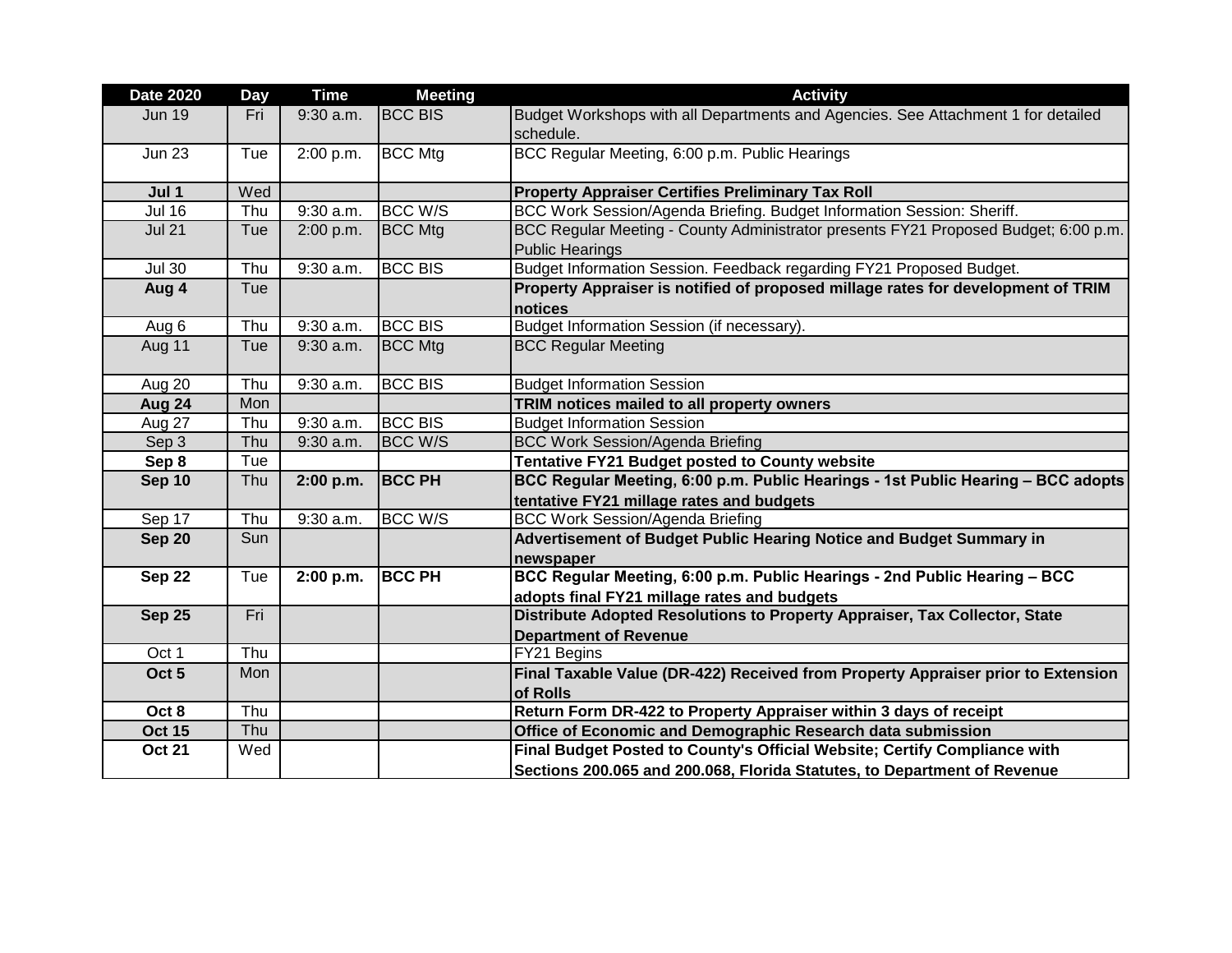| Date 2020 | Day | Time | Meeting | Activity |
|---|---|---|---|---|
| Jun 19 | Fri | 9:30 a.m. | BCC BIS | Budget Workshops with all Departments and Agencies. See Attachment 1 for detailed schedule. |
| Jun 23 | Tue | 2:00 p.m. | BCC Mtg | BCC Regular Meeting, 6:00 p.m. Public Hearings |
| **Jul 1** | Wed | | | **Property Appraiser Certifies Preliminary Tax Roll** |
| Jul 16 | Thu | 9:30 a.m. | BCC W/S | BCC Work Session/Agenda Briefing. Budget Information Session: Sheriff. |
| Jul 21 | Tue | 2:00 p.m. | BCC Mtg | BCC Regular Meeting - County Administrator presents FY21 Proposed Budget; 6:00 p.m. Public Hearings |
| Jul 30 | Thu | 9:30 a.m. | BCC BIS | Budget Information Session. Feedback regarding FY21 Proposed Budget. |
| **Aug 4** | Tue | | | **Property Appraiser is notified of proposed millage rates for development of TRIM notices** |
| Aug 6 | Thu | 9:30 a.m. | BCC BIS | Budget Information Session (if necessary). |
| Aug 11 | Tue | 9:30 a.m. | BCC Mtg | BCC Regular Meeting |
| Aug 20 | Thu | 9:30 a.m. | BCC BIS | Budget Information Session |
| **Aug 24** | Mon | | | **TRIM notices mailed to all property owners** |
| Aug 27 | Thu | 9:30 a.m. | BCC BIS | Budget Information Session |
| Sep 3 | Thu | 9:30 a.m. | BCC W/S | BCC Work Session/Agenda Briefing |
| **Sep 8** | Tue | | | **Tentative FY21 Budget posted to County website** |
| **Sep 10** | Thu | **2:00 p.m.** | **BCC PH** | **BCC Regular Meeting, 6:00 p.m. Public Hearings - 1st Public Hearing – BCC adopts tentative FY21 millage rates and budgets** |
| Sep 17 | Thu | 9:30 a.m. | BCC W/S | BCC Work Session/Agenda Briefing |
| **Sep 20** | Sun | | | **Advertisement of Budget Public Hearing Notice and Budget Summary in newspaper** |
| **Sep 22** | Tue | **2:00 p.m.** | **BCC PH** | **BCC Regular Meeting, 6:00 p.m. Public Hearings - 2nd Public Hearing – BCC adopts final FY21 millage rates and budgets** |
| **Sep 25** | Fri | | | **Distribute Adopted Resolutions to Property Appraiser, Tax Collector, State Department of Revenue** |
| Oct 1 | Thu | | | FY21 Begins |
| **Oct 5** | Mon | | | **Final Taxable Value (DR-422) Received from Property Appraiser prior to Extension of Rolls** |
| **Oct 8** | Thu | | | **Return Form DR-422 to Property Appraiser within 3 days of receipt** |
| **Oct 15** | Thu | | | **Office of Economic and Demographic Research data submission** |
| **Oct 21** | Wed | | | **Final Budget Posted to County's Official Website; Certify Compliance with Sections 200.065 and 200.068, Florida Statutes, to Department of Revenue** |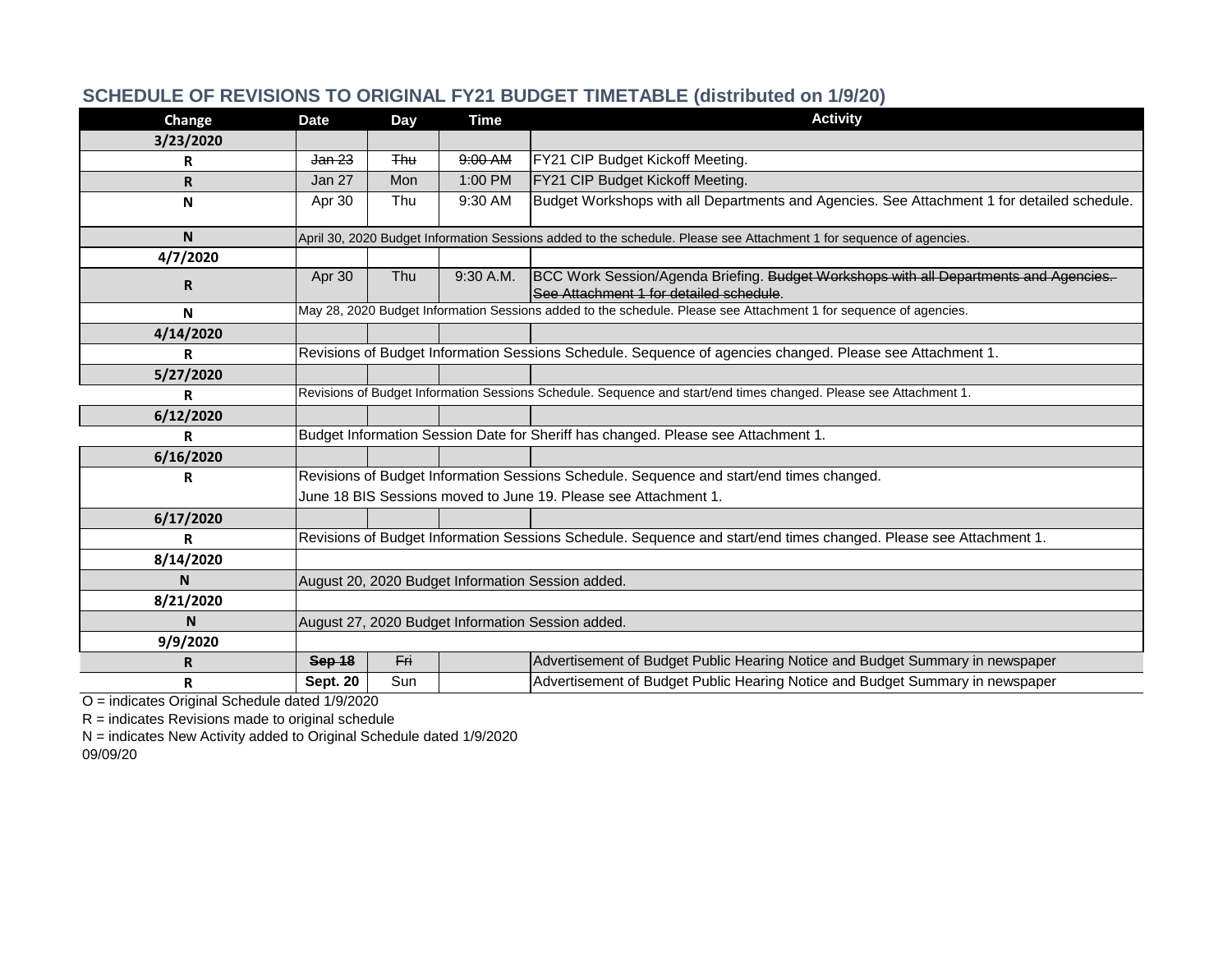## SCHEDULE OF REVISIONS TO ORIGINAL FY21 BUDGET TIMETABLE (distributed on 1/9/20)

| Change | Date | Day | Time | Activity |
|---|---|---|---|---|
| **3/23/2020** | | | | |
| R | ~~Jan 23~~ | ~~Thu~~ | ~~9:00 AM~~ | FY21 CIP Budget Kickoff Meeting. |
| R | Jan 27 | Mon | 1:00 PM | FY21 CIP Budget Kickoff Meeting. |
| N | Apr 30 | Thu | 9:30 AM | Budget Workshops with all Departments and Agencies. See Attachment 1 for detailed schedule. |
| N | April 30, 2020 Budget Information Sessions added to the schedule. Please see Attachment 1 for sequence of agencies. | | | |
| **4/7/2020** | | | | |
| R | Apr 30 | Thu | 9:30 A.M. | BCC Work Session/Agenda Briefing. ~~Budget Workshops with all Departments and Agencies. See Attachment 1 for detailed schedule~~. |
| N | May 28, 2020 Budget Information Sessions added to the schedule. Please see Attachment 1 for sequence of agencies. | | | |
| **4/14/2020** | | | | |
| R | Revisions of Budget Information Sessions Schedule. Sequence of agencies changed. Please see Attachment 1. | | | |
| **5/27/2020** | | | | |
| R | Revisions of Budget Information Sessions Schedule. Sequence and start/end times changed. Please see Attachment 1. | | | |
| **6/12/2020** | | | | |
| R | Budget Information Session Date for Sheriff has changed. Please see Attachment 1. | | | |
| **6/16/2020** | | | | |
| R | Revisions of Budget Information Sessions Schedule. Sequence and start/end times changed. June 18 BIS Sessions moved to June 19. Please see Attachment 1. | | | |
| **6/17/2020** | | | | |
| R | Revisions of Budget Information Sessions Schedule. Sequence and start/end times changed. Please see Attachment 1. | | | |
| **8/14/2020** | | | | |
| N | August 20, 2020 Budget Information Session added. | | | |
| **8/21/2020** | | | | |
| N | August 27, 2020 Budget Information Session added. | | | |
| **9/9/2020** | | | | |
| R | ~~**Sep 18**~~ | ~~Fri~~ | | Advertisement of Budget Public Hearing Notice and Budget Summary in newspaper |
| R | **Sept. 20** | Sun | | Advertisement of Budget Public Hearing Notice and Budget Summary in newspaper |

O = indicates Original Schedule dated 1/9/2020

R = indicates Revisions made to original schedule

N = indicates New Activity added to Original Schedule dated 1/9/2020

09/09/20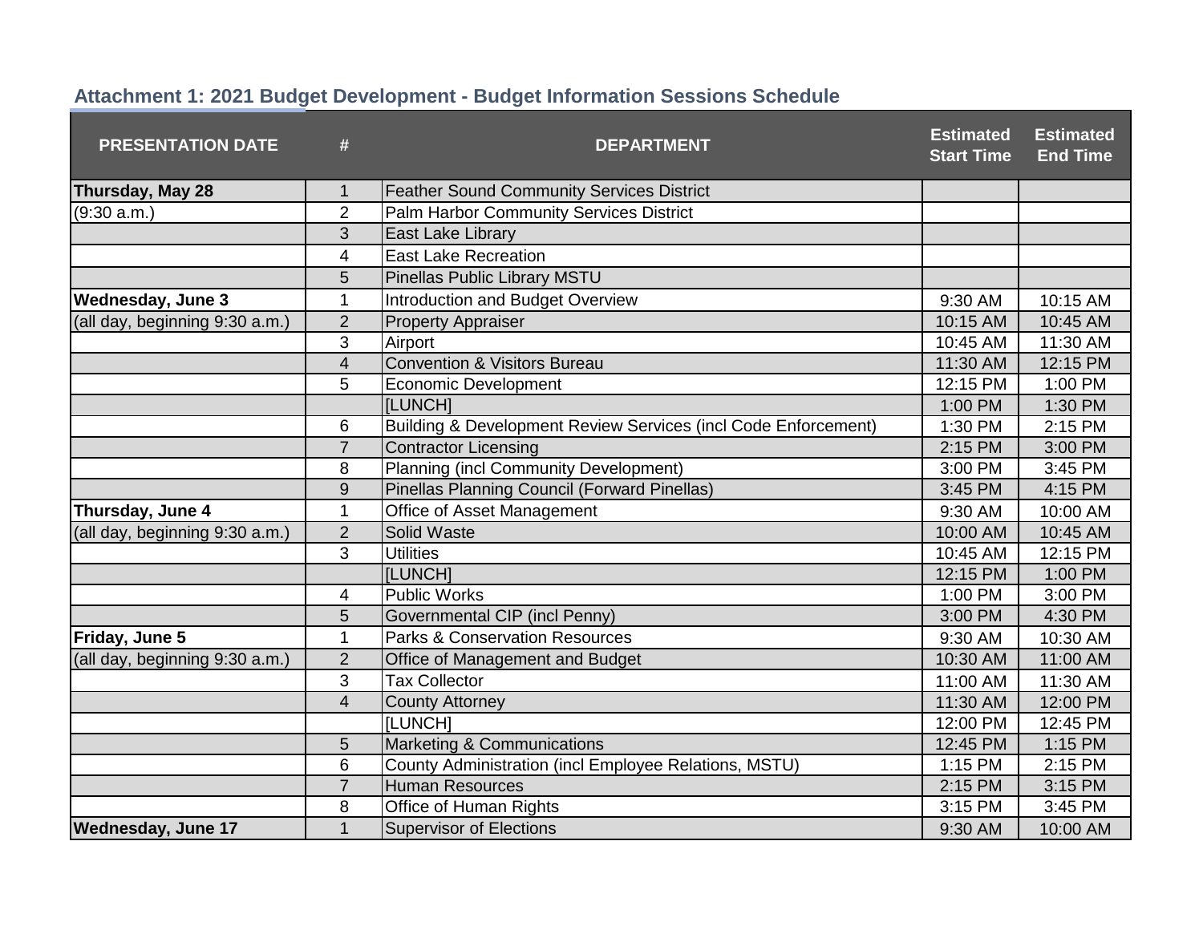## Attachment 1: 2021 Budget Development - Budget Information Sessions Schedule

| PRESENTATION DATE | # | DEPARTMENT | Estimated Start Time | Estimated End Time |
|---|---|---|---|---|
| **Thursday, May 28** | 1 | Feather Sound Community Services District | | |
| (9:30 a.m.) | 2 | Palm Harbor Community Services District | | |
| | 3 | East Lake Library | | |
| | 4 | East Lake Recreation | | |
| | 5 | Pinellas Public Library MSTU | | |
| **Wednesday, June 3** | 1 | Introduction and Budget Overview | 9:30 AM | 10:15 AM |
| (all day, beginning 9:30 a.m.) | 2 | Property Appraiser | 10:15 AM | 10:45 AM |
| | 3 | Airport | 10:45 AM | 11:30 AM |
| | 4 | Convention & Visitors Bureau | 11:30 AM | 12:15 PM |
| | 5 | Economic Development | 12:15 PM | 1:00 PM |
| | | [LUNCH] | 1:00 PM | 1:30 PM |
| | 6 | Building & Development Review Services (incl Code Enforcement) | 1:30 PM | 2:15 PM |
| | 7 | Contractor Licensing | 2:15 PM | 3:00 PM |
| | 8 | Planning (incl Community Development) | 3:00 PM | 3:45 PM |
| | 9 | Pinellas Planning Council (Forward Pinellas) | 3:45 PM | 4:15 PM |
| **Thursday, June 4** | 1 | Office of Asset Management | 9:30 AM | 10:00 AM |
| (all day, beginning 9:30 a.m.) | 2 | Solid Waste | 10:00 AM | 10:45 AM |
| | 3 | Utilities | 10:45 AM | 12:15 PM |
| | | [LUNCH] | 12:15 PM | 1:00 PM |
| | 4 | Public Works | 1:00 PM | 3:00 PM |
| | 5 | Governmental CIP (incl Penny) | 3:00 PM | 4:30 PM |
| **Friday, June 5** | 1 | Parks & Conservation Resources | 9:30 AM | 10:30 AM |
| (all day, beginning 9:30 a.m.) | 2 | Office of Management and Budget | 10:30 AM | 11:00 AM |
| | 3 | Tax Collector | 11:00 AM | 11:30 AM |
| | 4 | County Attorney | 11:30 AM | 12:00 PM |
| | | [LUNCH] | 12:00 PM | 12:45 PM |
| | 5 | Marketing & Communications | 12:45 PM | 1:15 PM |
| | 6 | County Administration (incl Employee Relations, MSTU) | 1:15 PM | 2:15 PM |
| | 7 | Human Resources | 2:15 PM | 3:15 PM |
| | 8 | Office of Human Rights | 3:15 PM | 3:45 PM |
| **Wednesday, June 17** | 1 | Supervisor of Elections | 9:30 AM | 10:00 AM |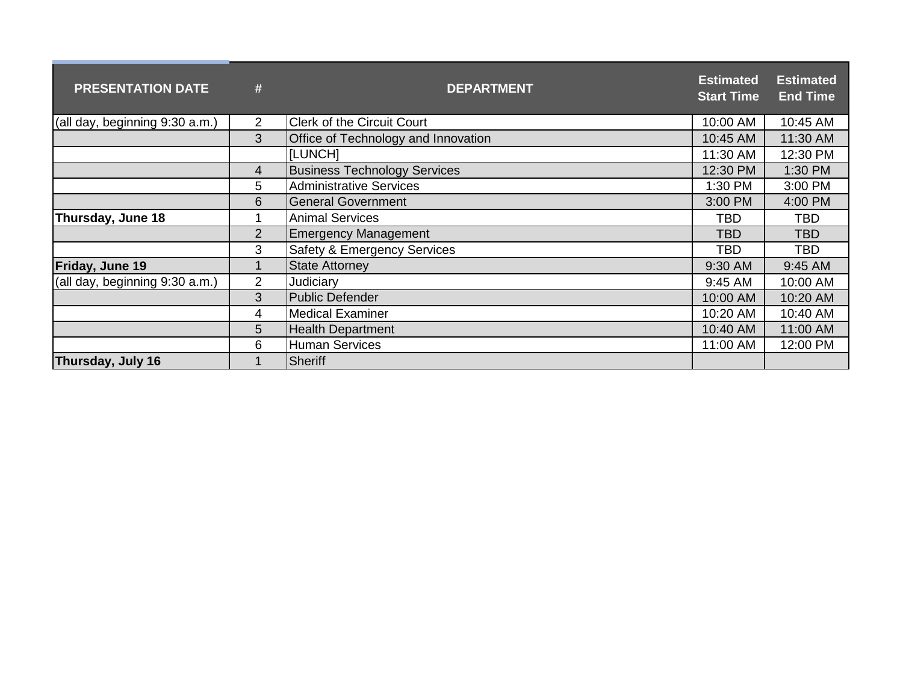| PRESENTATION DATE | # | DEPARTMENT | Estimated Start Time | Estimated End Time |
|---|---|---|---|---|
| (all day, beginning 9:30 a.m.) | 2 | Clerk of the Circuit Court | 10:00 AM | 10:45 AM |
| | 3 | Office of Technology and Innovation | 10:45 AM | 11:30 AM |
| | | [LUNCH] | 11:30 AM | 12:30 PM |
| | 4 | Business Technology Services | 12:30 PM | 1:30 PM |
| | 5 | Administrative Services | 1:30 PM | 3:00 PM |
| | 6 | General Government | 3:00 PM | 4:00 PM |
| **Thursday, June 18** | 1 | Animal Services | TBD | TBD |
| | 2 | Emergency Management | TBD | TBD |
| | 3 | Safety & Emergency Services | TBD | TBD |
| **Friday, June 19** | 1 | State Attorney | 9:30 AM | 9:45 AM |
| (all day, beginning 9:30 a.m.) | 2 | Judiciary | 9:45 AM | 10:00 AM |
| | 3 | Public Defender | 10:00 AM | 10:20 AM |
| | 4 | Medical Examiner | 10:20 AM | 10:40 AM |
| | 5 | Health Department | 10:40 AM | 11:00 AM |
| | 6 | Human Services | 11:00 AM | 12:00 PM |
| **Thursday, July 16** | 1 | Sheriff | | |